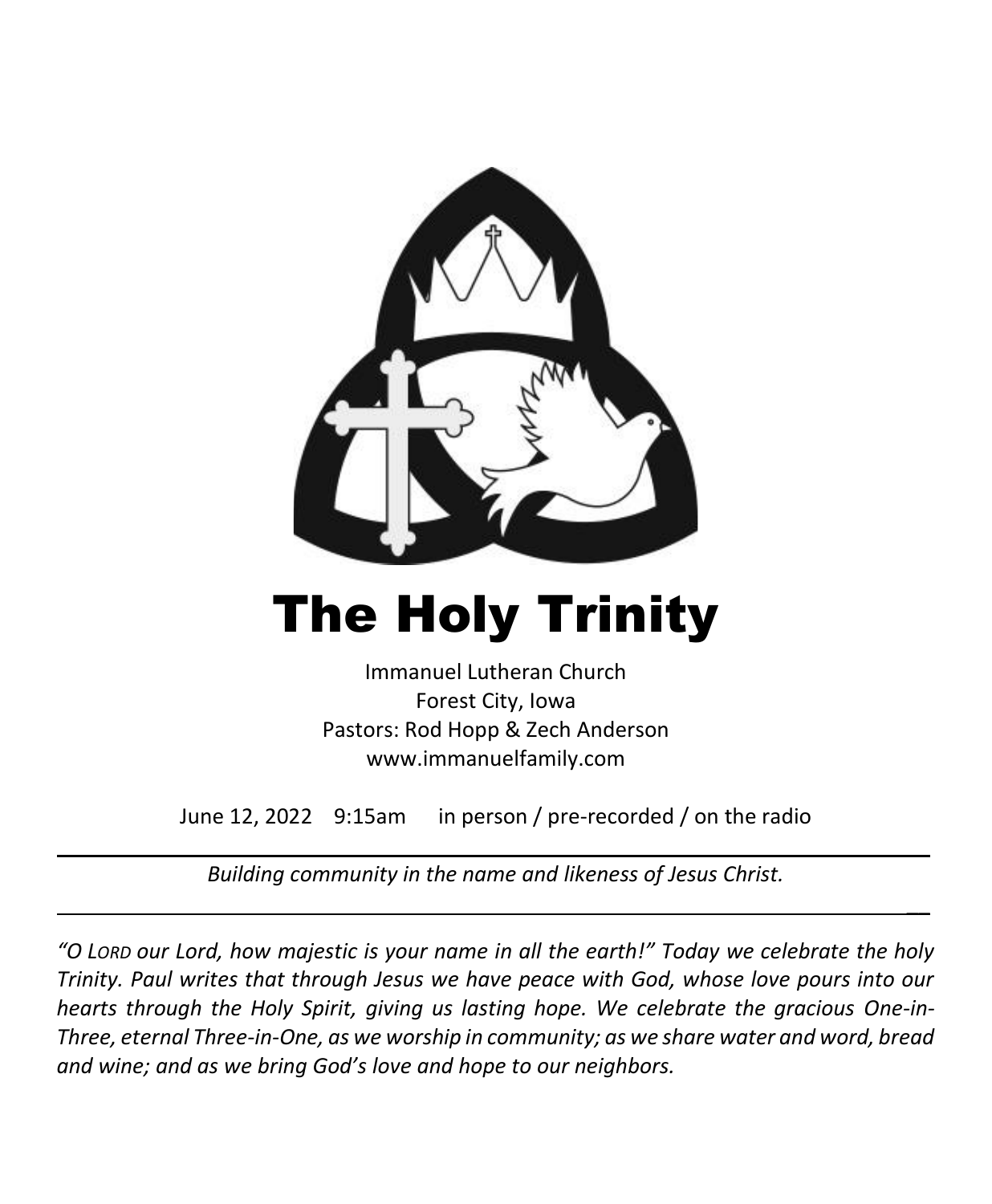# The Holy Trinity

Immanuel Lutheran Church
Forest City, Iowa
Pastors: Rod Hopp & Zech Anderson
www.immanuelfamily.com

June 12, 2022 9:15am in person / pre-recorded / on the radio

---

*Building community in the name and likeness of Jesus Christ.*

---

*"O LORD our Lord, how majestic is your name in all the earth!" Today we celebrate the holy Trinity. Paul writes that through Jesus we have peace with God, whose love pours into our hearts through the Holy Spirit, giving us lasting hope. We celebrate the gracious One-in-Three, eternal Three-in-One, as we worship in community; as we share water and word, bread and wine; and as we bring God's love and hope to our neighbors.*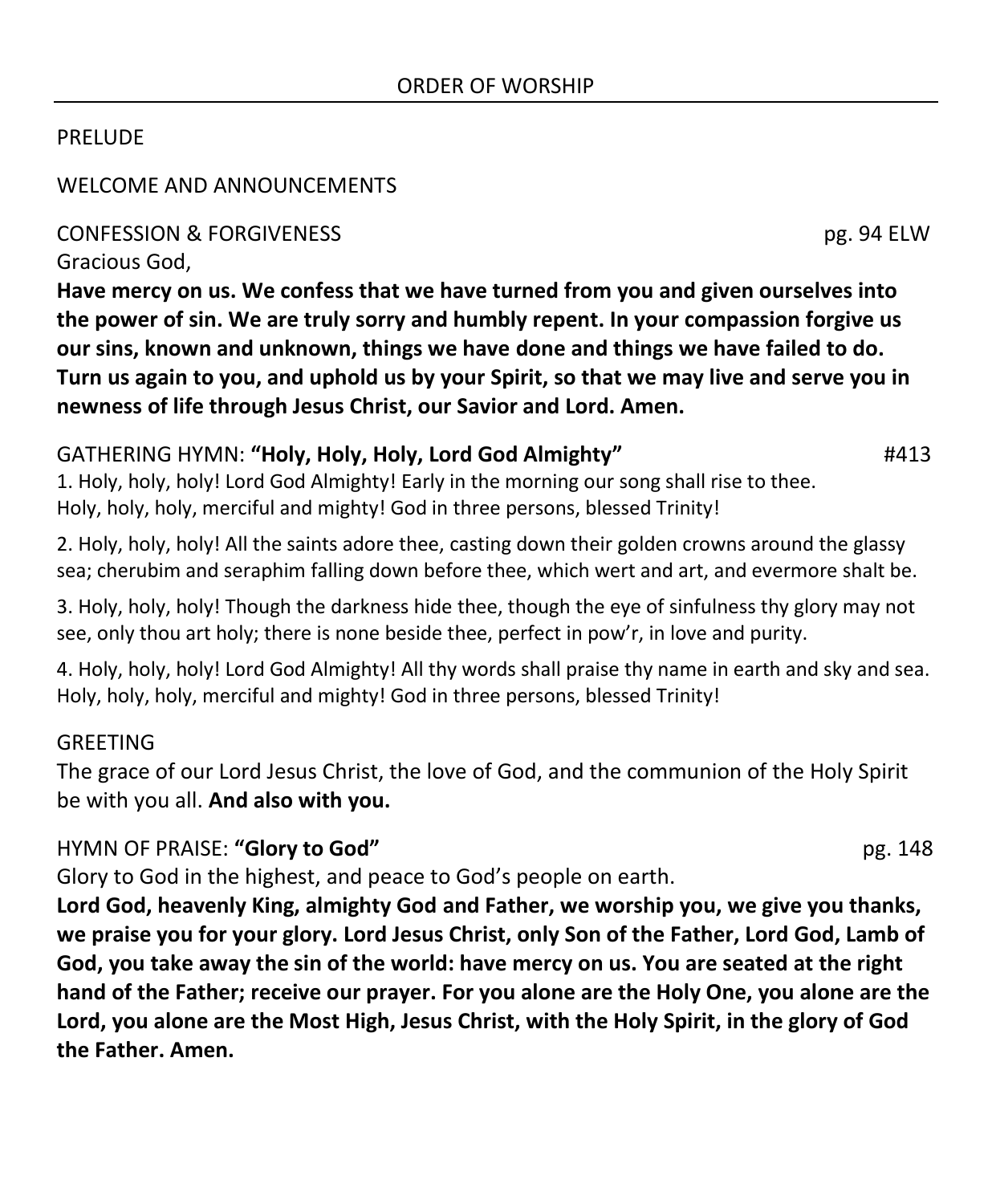## ORDER OF WORSHIP

PRELUDE

WELCOME AND ANNOUNCEMENTS

CONFESSION & FORGIVENESS pg. 94 ELW

Gracious God,

**Have mercy on us. We confess that we have turned from you and given ourselves into the power of sin. We are truly sorry and humbly repent. In your compassion forgive us our sins, known and unknown, things we have done and things we have failed to do. Turn us again to you, and uphold us by your Spirit, so that we may live and serve you in newness of life through Jesus Christ, our Savior and Lord. Amen.**

GATHERING HYMN: **"Holy, Holy, Holy, Lord God Almighty"** #413

1. Holy, holy, holy! Lord God Almighty! Early in the morning our song shall rise to thee. Holy, holy, holy, merciful and mighty! God in three persons, blessed Trinity!

2. Holy, holy, holy! All the saints adore thee, casting down their golden crowns around the glassy sea; cherubim and seraphim falling down before thee, which wert and art, and evermore shalt be.

3. Holy, holy, holy! Though the darkness hide thee, though the eye of sinfulness thy glory may not see, only thou art holy; there is none beside thee, perfect in pow'r, in love and purity.

4. Holy, holy, holy! Lord God Almighty! All thy words shall praise thy name in earth and sky and sea. Holy, holy, holy, merciful and mighty! God in three persons, blessed Trinity!

GREETING

The grace of our Lord Jesus Christ, the love of God, and the communion of the Holy Spirit be with you all. **And also with you.**

HYMN OF PRAISE: **"Glory to God"** pg. 148

Glory to God in the highest, and peace to God's people on earth.

**Lord God, heavenly King, almighty God and Father, we worship you, we give you thanks, we praise you for your glory. Lord Jesus Christ, only Son of the Father, Lord God, Lamb of God, you take away the sin of the world: have mercy on us. You are seated at the right hand of the Father; receive our prayer. For you alone are the Holy One, you alone are the Lord, you alone are the Most High, Jesus Christ, with the Holy Spirit, in the glory of God the Father. Amen.**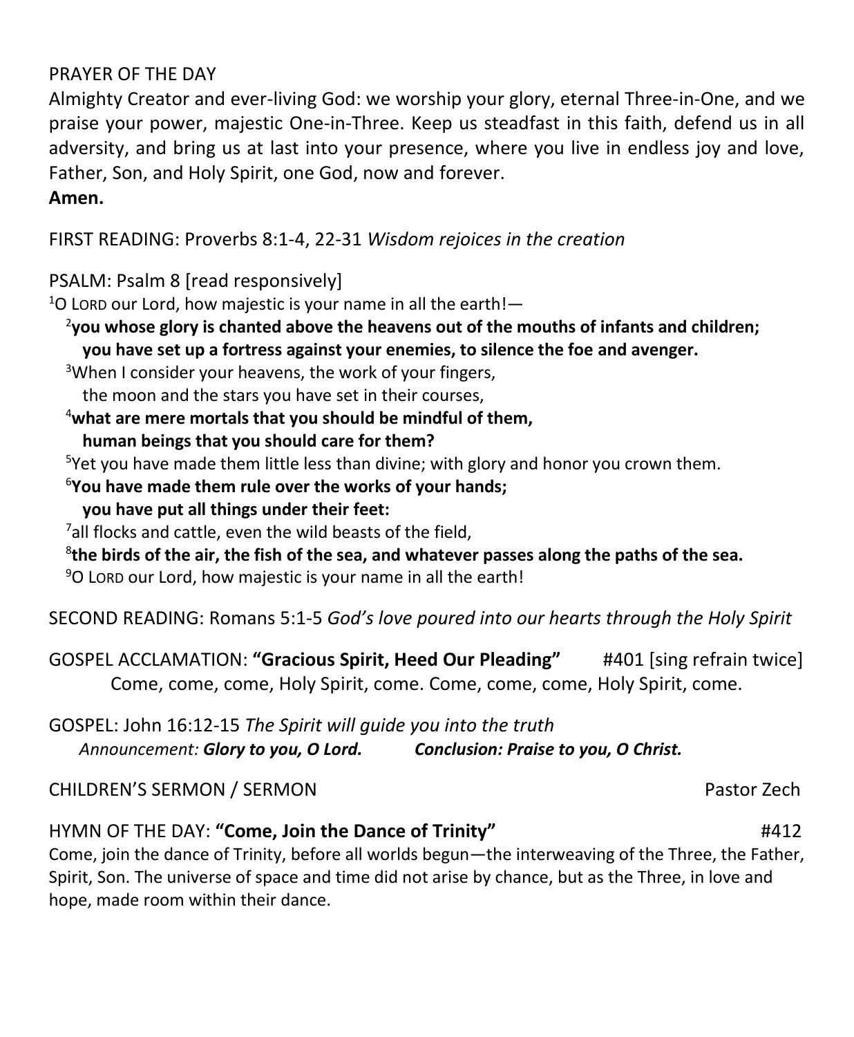PRAYER OF THE DAY

Almighty Creator and ever-living God: we worship your glory, eternal Three-in-One, and we praise your power, majestic One-in-Three. Keep us steadfast in this faith, defend us in all adversity, and bring us at last into your presence, where you live in endless joy and love, Father, Son, and Holy Spirit, one God, now and forever.

**Amen.**

FIRST READING: Proverbs 8:1-4, 22-31 *Wisdom rejoices in the creation*

PSALM: Psalm 8 [read responsively]

1 O LORD our Lord, how majestic is your name in all the earth!—

**2 you whose glory is chanted above the heavens out of the mouths of infants and children;
you have set up a fortress against your enemies, to silence the foe and avenger.**

3 When I consider your heavens, the work of your fingers,
the moon and the stars you have set in their courses,

**4 what are mere mortals that you should be mindful of them,
human beings that you should care for them?**

5 Yet you have made them little less than divine; with glory and honor you crown them.

**6 You have made them rule over the works of your hands;
you have put all things under their feet:**

7 all flocks and cattle, even the wild beasts of the field,

**8 the birds of the air, the fish of the sea, and whatever passes along the paths of the sea.**

9 O LORD our Lord, how majestic is your name in all the earth!

SECOND READING: Romans 5:1-5 *God's love poured into our hearts through the Holy Spirit*

GOSPEL ACCLAMATION: **"Gracious Spirit, Heed Our Pleading"** #401 [sing refrain twice]

Come, come, come, Holy Spirit, come. Come, come, come, Holy Spirit, come.

GOSPEL: John 16:12-15 *The Spirit will guide you into the truth*

*Announcement:* ***Glory to you, O Lord.*** ***Conclusion: Praise to you, O Christ.***

CHILDREN'S SERMON / SERMON Pastor Zech

HYMN OF THE DAY: **"Come, Join the Dance of Trinity"** #412

Come, join the dance of Trinity, before all worlds begun—the interweaving of the Three, the Father, Spirit, Son. The universe of space and time did not arise by chance, but as the Three, in love and hope, made room within their dance.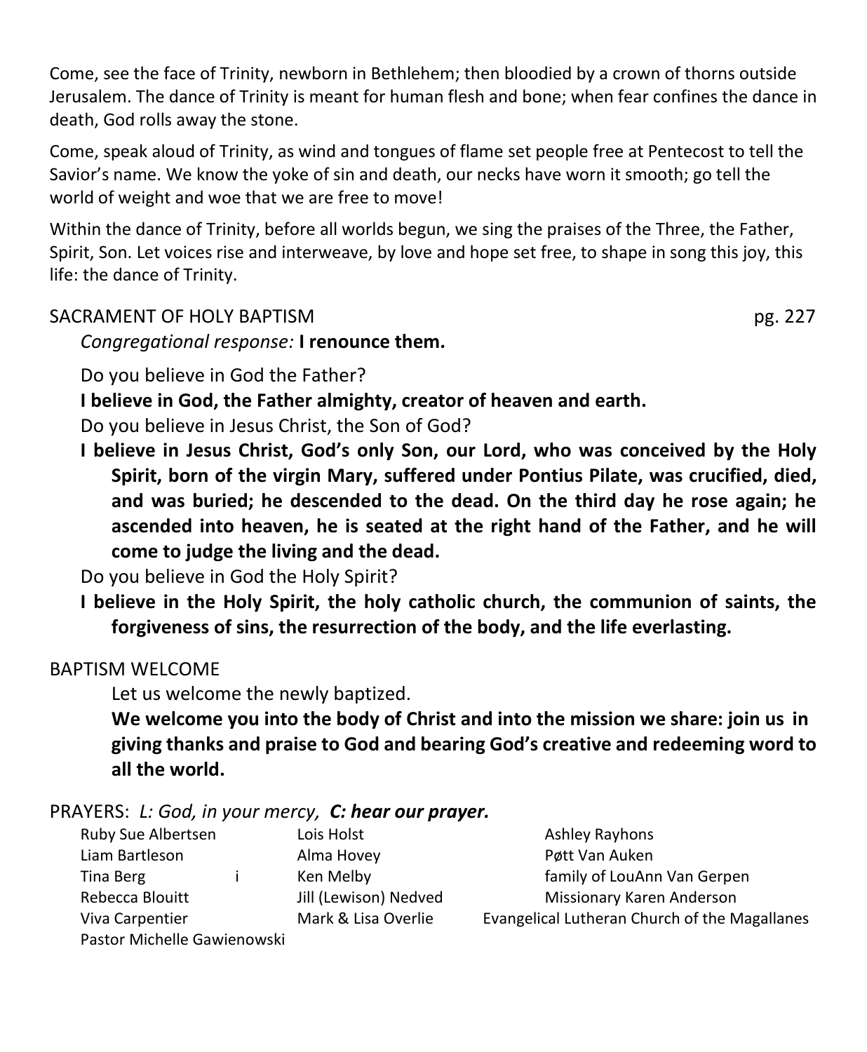Come, see the face of Trinity, newborn in Bethlehem; then bloodied by a crown of thorns outside Jerusalem. The dance of Trinity is meant for human flesh and bone; when fear confines the dance in death, God rolls away the stone.

Come, speak aloud of Trinity, as wind and tongues of flame set people free at Pentecost to tell the Savior's name. We know the yoke of sin and death, our necks have worn it smooth; go tell the world of weight and woe that we are free to move!

Within the dance of Trinity, before all worlds begun, we sing the praises of the Three, the Father, Spirit, Son. Let voices rise and interweave, by love and hope set free, to shape in song this joy, this life: the dance of Trinity.

SACRAMENT OF HOLY BAPTISM pg. 227

*Congregational response:* **I renounce them.**

Do you believe in God the Father?

**I believe in God, the Father almighty, creator of heaven and earth.**

Do you believe in Jesus Christ, the Son of God?

**I believe in Jesus Christ, God's only Son, our Lord, who was conceived by the Holy Spirit, born of the virgin Mary, suffered under Pontius Pilate, was crucified, died, and was buried; he descended to the dead. On the third day he rose again; he ascended into heaven, he is seated at the right hand of the Father, and he will come to judge the living and the dead.**

Do you believe in God the Holy Spirit?

**I believe in the Holy Spirit, the holy catholic church, the communion of saints, the forgiveness of sins, the resurrection of the body, and the life everlasting.**

BAPTISM WELCOME

Let us welcome the newly baptized.

**We welcome you into the body of Christ and into the mission we share: join us in giving thanks and praise to God and bearing God's creative and redeeming word to all the world.**

PRAYERS: *L: God, in your mercy,* ***C: hear our prayer.***

Ruby Sue Albertsen
Liam Bartleson
Tina Berg
Rebecca Blouitt
Viva Carpentier
Pastor Michelle Gawienowski
Lois Holst
Alma Hovey
Ken Melby
Jill (Lewison) Nedved
Mark & Lisa Overlie
Ashley Rayhons
Pøtt Van Auken
family of LouAnn Van Gerpen
Missionary Karen Anderson
Evangelical Lutheran Church of the Magallanes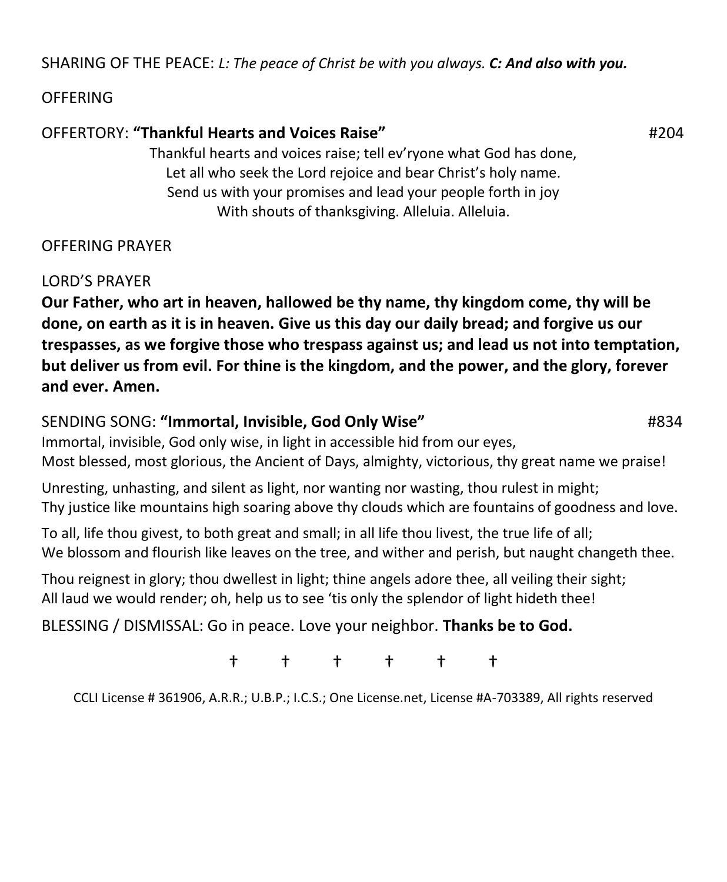SHARING OF THE PEACE: *L: The peace of Christ be with you always.* ***C: And also with you.***

OFFERING

OFFERTORY: **"Thankful Hearts and Voices Raise"** #204

Thankful hearts and voices raise; tell ev'ryone what God has done,
Let all who seek the Lord rejoice and bear Christ's holy name.
Send us with your promises and lead your people forth in joy
With shouts of thanksgiving. Alleluia. Alleluia.

OFFERING PRAYER

LORD'S PRAYER

**Our Father, who art in heaven, hallowed be thy name, thy kingdom come, thy will be done, on earth as it is in heaven. Give us this day our daily bread; and forgive us our trespasses, as we forgive those who trespass against us; and lead us not into temptation, but deliver us from evil. For thine is the kingdom, and the power, and the glory, forever and ever. Amen.**

SENDING SONG: **"Immortal, Invisible, God Only Wise"** #834

Immortal, invisible, God only wise, in light in accessible hid from our eyes,
Most blessed, most glorious, the Ancient of Days, almighty, victorious, thy great name we praise!

Unresting, unhasting, and silent as light, nor wanting nor wasting, thou rulest in might;
Thy justice like mountains high soaring above thy clouds which are fountains of goodness and love.

To all, life thou givest, to both great and small; in all life thou livest, the true life of all;
We blossom and flourish like leaves on the tree, and wither and perish, but naught changeth thee.

Thou reignest in glory; thou dwellest in light; thine angels adore thee, all veiling their sight;
All laud we would render; oh, help us to see 'tis only the splendor of light hideth thee!

BLESSING / DISMISSAL: Go in peace. Love your neighbor. **Thanks be to God.**

† † † † † †

CCLI License # 361906, A.R.R.; U.B.P.; I.C.S.; One License.net, License #A-703389, All rights reserved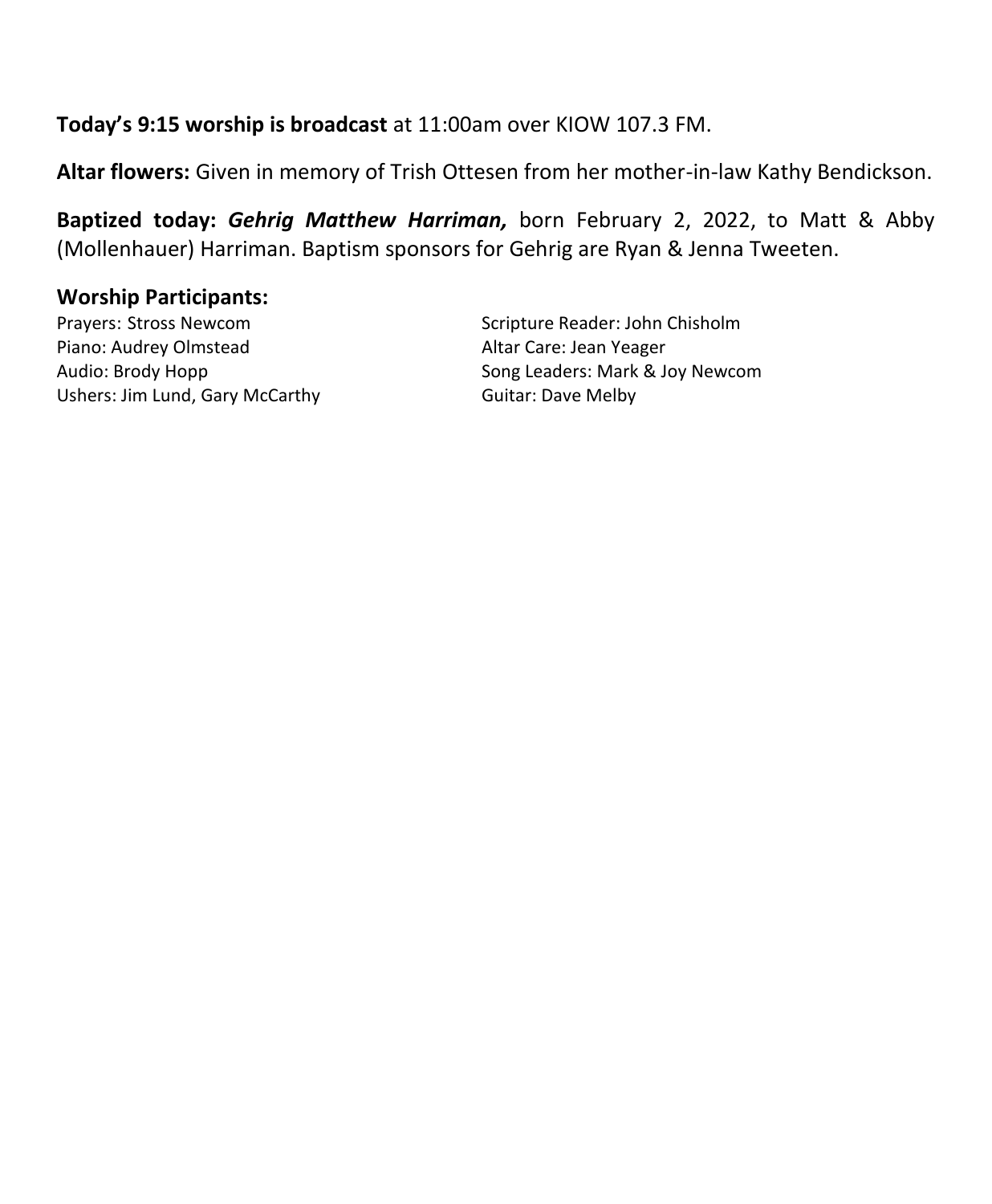**Today's 9:15 worship is broadcast** at 11:00am over KIOW 107.3 FM.

**Altar flowers:** Given in memory of Trish Ottesen from her mother-in-law Kathy Bendickson.

**Baptized today:** ***Gehrig Matthew Harriman,*** born February 2, 2022, to Matt & Abby (Mollenhauer) Harriman. Baptism sponsors for Gehrig are Ryan & Jenna Tweeten.

**Worship Participants:**

Prayers: Stross Newcom
Piano: Audrey Olmstead
Audio: Brody Hopp
Ushers: Jim Lund, Gary McCarthy
Scripture Reader: John Chisholm
Altar Care: Jean Yeager
Song Leaders: Mark & Joy Newcom
Guitar: Dave Melby